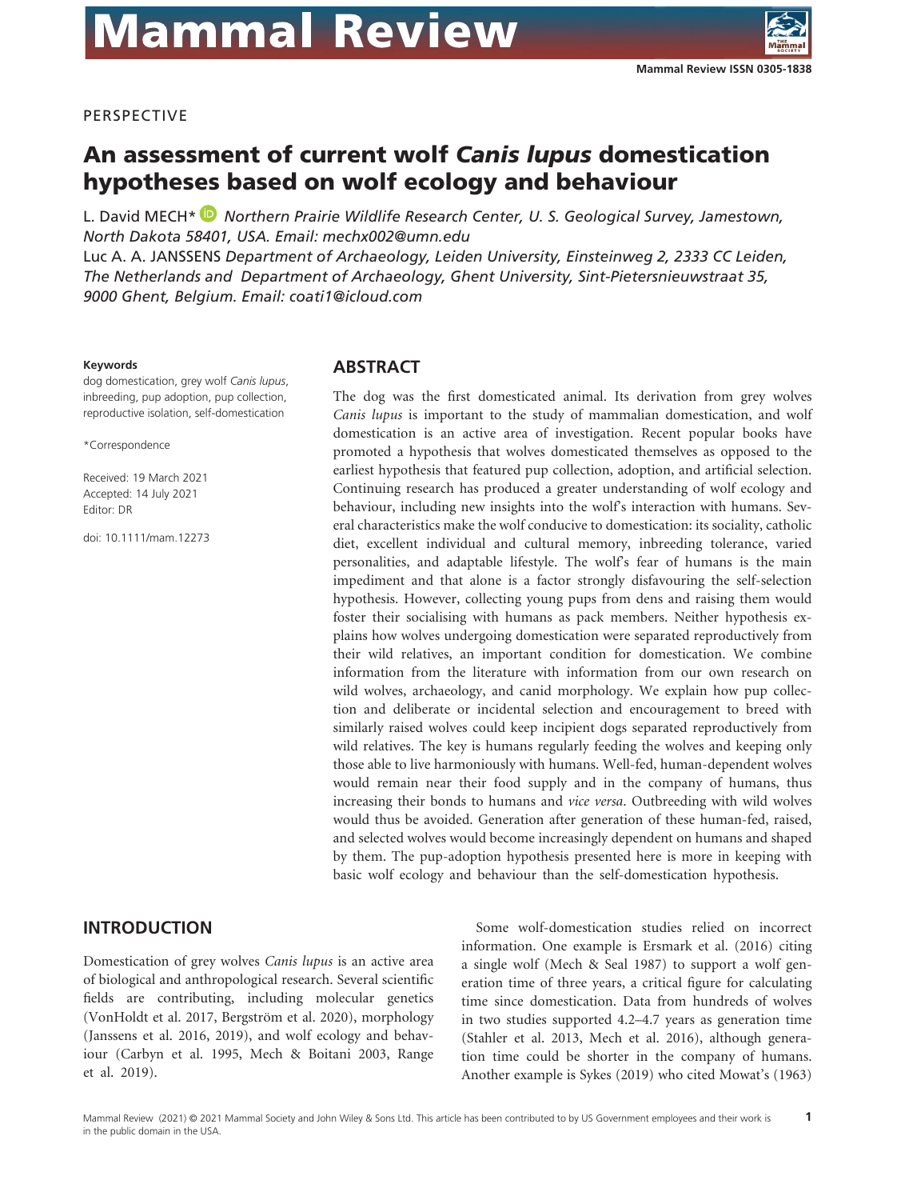PERSPECTIVE

# An assessment of current wolf *Canis lupus* domestication hypotheses based on wolf ecology and behaviour

L. David MECH* *Northern Prairie Wildlife Research Center, U. S. Geological Survey, Jamestown, North Dakota 58401, USA. Email: mechx002@umn.edu*
Luc A. A. JANSSENS *Department of Archaeology, Leiden University, Einsteinweg 2, 2333 CC Leiden, The Netherlands and Department of Archaeology, Ghent University, Sint-Pietersnieuwstraat 35, 9000 Ghent, Belgium. Email: coati1@icloud.com*

**Keywords**

dog domestication, grey wolf *Canis lupus*, inbreeding, pup adoption, pup collection, reproductive isolation, self-domestication

*Correspondence

Received: 19 March 2021
Accepted: 14 July 2021
Editor: DR

doi: 10.1111/mam.12273

## ABSTRACT

The dog was the first domesticated animal. Its derivation from grey wolves *Canis lupus* is important to the study of mammalian domestication, and wolf domestication is an active area of investigation. Recent popular books have promoted a hypothesis that wolves domesticated themselves as opposed to the earliest hypothesis that featured pup collection, adoption, and artificial selection. Continuing research has produced a greater understanding of wolf ecology and behaviour, including new insights into the wolf's interaction with humans. Several characteristics make the wolf conducive to domestication: its sociality, catholic diet, excellent individual and cultural memory, inbreeding tolerance, varied personalities, and adaptable lifestyle. The wolf's fear of humans is the main impediment and that alone is a factor strongly disfavouring the self-selection hypothesis. However, collecting young pups from dens and raising them would foster their socialising with humans as pack members. Neither hypothesis explains how wolves undergoing domestication were separated reproductively from their wild relatives, an important condition for domestication. We combine information from the literature with information from our own research on wild wolves, archaeology, and canid morphology. We explain how pup collection and deliberate or incidental selection and encouragement to breed with similarly raised wolves could keep incipient dogs separated reproductively from wild relatives. The key is humans regularly feeding the wolves and keeping only those able to live harmoniously with humans. Well-fed, human-dependent wolves would remain near their food supply and in the company of humans, thus increasing their bonds to humans and *vice versa*. Outbreeding with wild wolves would thus be avoided. Generation after generation of these human-fed, raised, and selected wolves would become increasingly dependent on humans and shaped by them. The pup-adoption hypothesis presented here is more in keeping with basic wolf ecology and behaviour than the self-domestication hypothesis.

## INTRODUCTION

Domestication of grey wolves *Canis lupus* is an active area of biological and anthropological research. Several scientific fields are contributing, including molecular genetics (VonHoldt et al. 2017, Bergström et al. 2020), morphology (Janssens et al. 2016, 2019), and wolf ecology and behaviour (Carbyn et al. 1995, Mech & Boitani 2003, Range et al. 2019).

Some wolf-domestication studies relied on incorrect information. One example is Ersmark et al. (2016) citing a single wolf (Mech & Seal 1987) to support a wolf generation time of three years, a critical figure for calculating time since domestication. Data from hundreds of wolves in two studies supported 4.2–4.7 years as generation time (Stahler et al. 2013, Mech et al. 2016), although generation time could be shorter in the company of humans. Another example is Sykes (2019) who cited Mowat's (1963)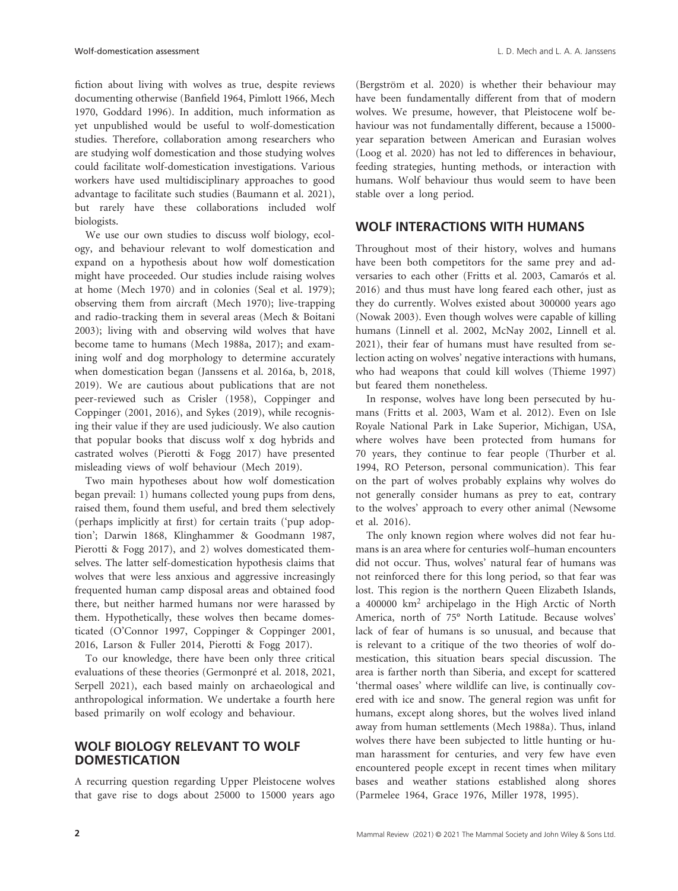fiction about living with wolves as true, despite reviews documenting otherwise (Banfield 1964, Pimlott 1966, Mech 1970, Goddard 1996). In addition, much information as yet unpublished would be useful to wolf-domestication studies. Therefore, collaboration among researchers who are studying wolf domestication and those studying wolves could facilitate wolf-domestication investigations. Various workers have used multidisciplinary approaches to good advantage to facilitate such studies (Baumann et al. 2021), but rarely have these collaborations included wolf biologists.

We use our own studies to discuss wolf biology, ecology, and behaviour relevant to wolf domestication and expand on a hypothesis about how wolf domestication might have proceeded. Our studies include raising wolves at home (Mech 1970) and in colonies (Seal et al. 1979); observing them from aircraft (Mech 1970); live-trapping and radio-tracking them in several areas (Mech & Boitani 2003); living with and observing wild wolves that have become tame to humans (Mech 1988a, 2017); and examining wolf and dog morphology to determine accurately when domestication began (Janssens et al. 2016a, b, 2018, 2019). We are cautious about publications that are not peer-reviewed such as Crisler (1958), Coppinger and Coppinger (2001, 2016), and Sykes (2019), while recognising their value if they are used judiciously. We also caution that popular books that discuss wolf x dog hybrids and castrated wolves (Pierotti & Fogg 2017) have presented misleading views of wolf behaviour (Mech 2019).

Two main hypotheses about how wolf domestication began prevail: 1) humans collected young pups from dens, raised them, found them useful, and bred them selectively (perhaps implicitly at first) for certain traits ('pup adoption'; Darwin 1868, Klinghammer & Goodmann 1987, Pierotti & Fogg 2017), and 2) wolves domesticated themselves. The latter self-domestication hypothesis claims that wolves that were less anxious and aggressive increasingly frequented human camp disposal areas and obtained food there, but neither harmed humans nor were harassed by them. Hypothetically, these wolves then became domesticated (O'Connor 1997, Coppinger & Coppinger 2001, 2016, Larson & Fuller 2014, Pierotti & Fogg 2017).

To our knowledge, there have been only three critical evaluations of these theories (Germonpré et al. 2018, 2021, Serpell 2021), each based mainly on archaeological and anthropological information. We undertake a fourth here based primarily on wolf ecology and behaviour.

## WOLF BIOLOGY RELEVANT TO WOLF DOMESTICATION

A recurring question regarding Upper Pleistocene wolves that gave rise to dogs about 25000 to 15000 years ago (Bergström et al. 2020) is whether their behaviour may have been fundamentally different from that of modern wolves. We presume, however, that Pleistocene wolf behaviour was not fundamentally different, because a 15000-year separation between American and Eurasian wolves (Loog et al. 2020) has not led to differences in behaviour, feeding strategies, hunting methods, or interaction with humans. Wolf behaviour thus would seem to have been stable over a long period.

## WOLF INTERACTIONS WITH HUMANS

Throughout most of their history, wolves and humans have been both competitors for the same prey and adversaries to each other (Fritts et al. 2003, Camarós et al. 2016) and thus must have long feared each other, just as they do currently. Wolves existed about 300000 years ago (Nowak 2003). Even though wolves were capable of killing humans (Linnell et al. 2002, McNay 2002, Linnell et al. 2021), their fear of humans must have resulted from selection acting on wolves' negative interactions with humans, who had weapons that could kill wolves (Thieme 1997) but feared them nonetheless.

In response, wolves have long been persecuted by humans (Fritts et al. 2003, Wam et al. 2012). Even on Isle Royale National Park in Lake Superior, Michigan, USA, where wolves have been protected from humans for 70 years, they continue to fear people (Thurber et al. 1994, RO Peterson, personal communication). This fear on the part of wolves probably explains why wolves do not generally consider humans as prey to eat, contrary to the wolves' approach to every other animal (Newsome et al. 2016).

The only known region where wolves did not fear humans is an area where for centuries wolf–human encounters did not occur. Thus, wolves' natural fear of humans was not reinforced there for this long period, so that fear was lost. This region is the northern Queen Elizabeth Islands, a 400000 km$^2$ archipelago in the High Arctic of North America, north of 75° North Latitude. Because wolves' lack of fear of humans is so unusual, and because that is relevant to a critique of the two theories of wolf domestication, this situation bears special discussion. The area is farther north than Siberia, and except for scattered 'thermal oases' where wildlife can live, is continually covered with ice and snow. The general region was unfit for humans, except along shores, but the wolves lived inland away from human settlements (Mech 1988a). Thus, inland wolves there have been subjected to little hunting or human harassment for centuries, and very few have even encountered people except in recent times when military bases and weather stations established along shores (Parmelee 1964, Grace 1976, Miller 1978, 1995).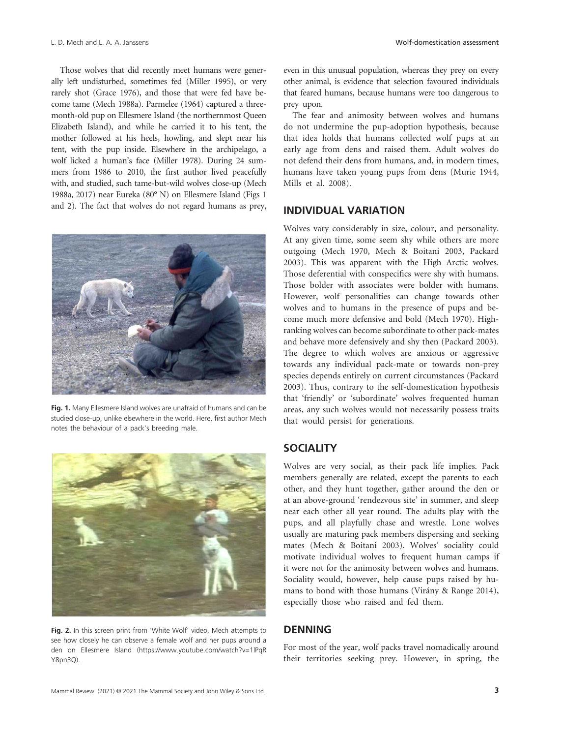Those wolves that did recently meet humans were generally left undisturbed, sometimes fed (Miller 1995), or very rarely shot (Grace 1976), and those that were fed have become tame (Mech 1988a). Parmelee (1964) captured a three-month-old pup on Ellesmere Island (the northernmost Queen Elizabeth Island), and while he carried it to his tent, the mother followed at his heels, howling, and slept near his tent, with the pup inside. Elsewhere in the archipelago, a wolf licked a human's face (Miller 1978). During 24 summers from 1986 to 2010, the first author lived peacefully with, and studied, such tame-but-wild wolves close-up (Mech 1988a, 2017) near Eureka (80° N) on Ellesmere Island (Figs 1 and 2). The fact that wolves do not regard humans as prey, even in this unusual population, whereas they prey on every other animal, is evidence that selection favoured individuals that feared humans, because humans were too dangerous to prey upon.

**Fig. 1.** Many Ellesmere Island wolves are unafraid of humans and can be studied close-up, unlike elsewhere in the world. Here, first author Mech notes the behaviour of a pack's breeding male.

**Fig. 2.** In this screen print from 'White Wolf' video, Mech attempts to see how closely he can observe a female wolf and her pups around a den on Ellesmere Island (https://www.youtube.com/watch?v=1lPqRY8pn3Q).

The fear and animosity between wolves and humans do not undermine the pup-adoption hypothesis, because that idea holds that humans collected wolf pups at an early age from dens and raised them. Adult wolves do not defend their dens from humans, and, in modern times, humans have taken young pups from dens (Murie 1944, Mills et al. 2008).

## INDIVIDUAL VARIATION

Wolves vary considerably in size, colour, and personality. At any given time, some seem shy while others are more outgoing (Mech 1970, Mech & Boitani 2003, Packard 2003). This was apparent with the High Arctic wolves. Those deferential with conspecifics were shy with humans. Those bolder with associates were bolder with humans. However, wolf personalities can change towards other wolves and to humans in the presence of pups and become much more defensive and bold (Mech 1970). High-ranking wolves can become subordinate to other pack-mates and behave more defensively and shy then (Packard 2003). The degree to which wolves are anxious or aggressive towards any individual pack-mate or towards non-prey species depends entirely on current circumstances (Packard 2003). Thus, contrary to the self-domestication hypothesis that 'friendly' or 'subordinate' wolves frequented human areas, any such wolves would not necessarily possess traits that would persist for generations.

## SOCIALITY

Wolves are very social, as their pack life implies. Pack members generally are related, except the parents to each other, and they hunt together, gather around the den or at an above-ground 'rendezvous site' in summer, and sleep near each other all year round. The adults play with the pups, and all playfully chase and wrestle. Lone wolves usually are maturing pack members dispersing and seeking mates (Mech & Boitani 2003). Wolves' sociality could motivate individual wolves to frequent human camps if it were not for the animosity between wolves and humans. Sociality would, however, help cause pups raised by humans to bond with those humans (Virány & Range 2014), especially those who raised and fed them.

## DENNING

For most of the year, wolf packs travel nomadically around their territories seeking prey. However, in spring, the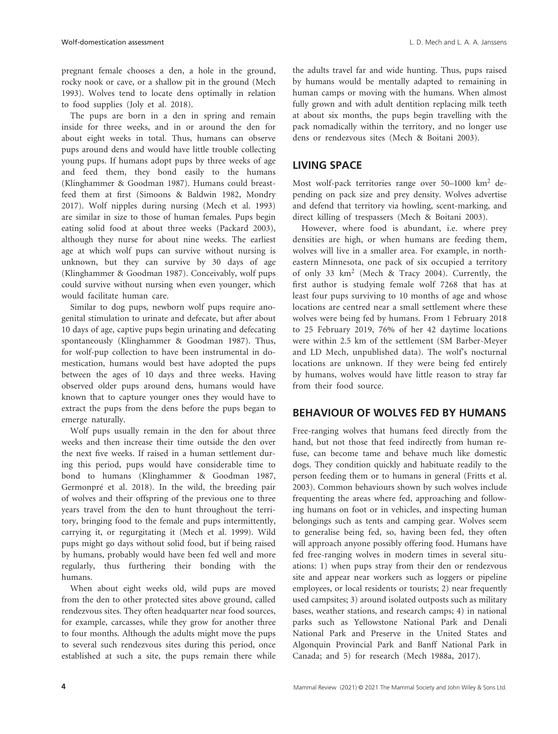pregnant female chooses a den, a hole in the ground, rocky nook or cave, or a shallow pit in the ground (Mech 1993). Wolves tend to locate dens optimally in relation to food supplies (Joly et al. 2018).

The pups are born in a den in spring and remain inside for three weeks, and in or around the den for about eight weeks in total. Thus, humans can observe pups around dens and would have little trouble collecting young pups. If humans adopt pups by three weeks of age and feed them, they bond easily to the humans (Klinghammer & Goodman 1987). Humans could breastfeed them at first (Simoons & Baldwin 1982, Mondry 2017). Wolf nipples during nursing (Mech et al. 1993) are similar in size to those of human females. Pups begin eating solid food at about three weeks (Packard 2003), although they nurse for about nine weeks. The earliest age at which wolf pups can survive without nursing is unknown, but they can survive by 30 days of age (Klinghammer & Goodman 1987). Conceivably, wolf pups could survive without nursing when even younger, which would facilitate human care.

Similar to dog pups, newborn wolf pups require anogenital stimulation to urinate and defecate, but after about 10 days of age, captive pups begin urinating and defecating spontaneously (Klinghammer & Goodman 1987). Thus, for wolf-pup collection to have been instrumental in domestication, humans would best have adopted the pups between the ages of 10 days and three weeks. Having observed older pups around dens, humans would have known that to capture younger ones they would have to extract the pups from the dens before the pups began to emerge naturally.

Wolf pups usually remain in the den for about three weeks and then increase their time outside the den over the next five weeks. If raised in a human settlement during this period, pups would have considerable time to bond to humans (Klinghammer & Goodman 1987, Germonpré et al. 2018). In the wild, the breeding pair of wolves and their offspring of the previous one to three years travel from the den to hunt throughout the territory, bringing food to the female and pups intermittently, carrying it, or regurgitating it (Mech et al. 1999). Wild pups might go days without solid food, but if being raised by humans, probably would have been fed well and more regularly, thus furthering their bonding with the humans.

When about eight weeks old, wild pups are moved from the den to other protected sites above ground, called rendezvous sites. They often headquarter near food sources, for example, carcasses, while they grow for another three to four months. Although the adults might move the pups to several such rendezvous sites during this period, once established at such a site, the pups remain there while the adults travel far and wide hunting. Thus, pups raised by humans would be mentally adapted to remaining in human camps or moving with the humans. When almost fully grown and with adult dentition replacing milk teeth at about six months, the pups begin travelling with the pack nomadically within the territory, and no longer use dens or rendezvous sites (Mech & Boitani 2003).

## LIVING SPACE

Most wolf-pack territories range over 50–1000 $km^2$ depending on pack size and prey density. Wolves advertise and defend that territory via howling, scent-marking, and direct killing of trespassers (Mech & Boitani 2003).

However, where food is abundant, i.e. where prey densities are high, or when humans are feeding them, wolves will live in a smaller area. For example, in northeastern Minnesota, one pack of six occupied a territory of only 33 $km^2$ (Mech & Tracy 2004). Currently, the first author is studying female wolf 7268 that has at least four pups surviving to 10 months of age and whose locations are centred near a small settlement where these wolves were being fed by humans. From 1 February 2018 to 25 February 2019, 76% of her 42 daytime locations were within 2.5 km of the settlement (SM Barber-Meyer and LD Mech, unpublished data). The wolf's nocturnal locations are unknown. If they were being fed entirely by humans, wolves would have little reason to stray far from their food source.

## BEHAVIOUR OF WOLVES FED BY HUMANS

Free-ranging wolves that humans feed directly from the hand, but not those that feed indirectly from human refuse, can become tame and behave much like domestic dogs. They condition quickly and habituate readily to the person feeding them or to humans in general (Fritts et al. 2003). Common behaviours shown by such wolves include frequenting the areas where fed, approaching and following humans on foot or in vehicles, and inspecting human belongings such as tents and camping gear. Wolves seem to generalise being fed, so, having been fed, they often will approach anyone possibly offering food. Humans have fed free-ranging wolves in modern times in several situations: 1) when pups stray from their den or rendezvous site and appear near workers such as loggers or pipeline employees, or local residents or tourists; 2) near frequently used campsites; 3) around isolated outposts such as military bases, weather stations, and research camps; 4) in national parks such as Yellowstone National Park and Denali National Park and Preserve in the United States and Algonquin Provincial Park and Banff National Park in Canada; and 5) for research (Mech 1988a, 2017).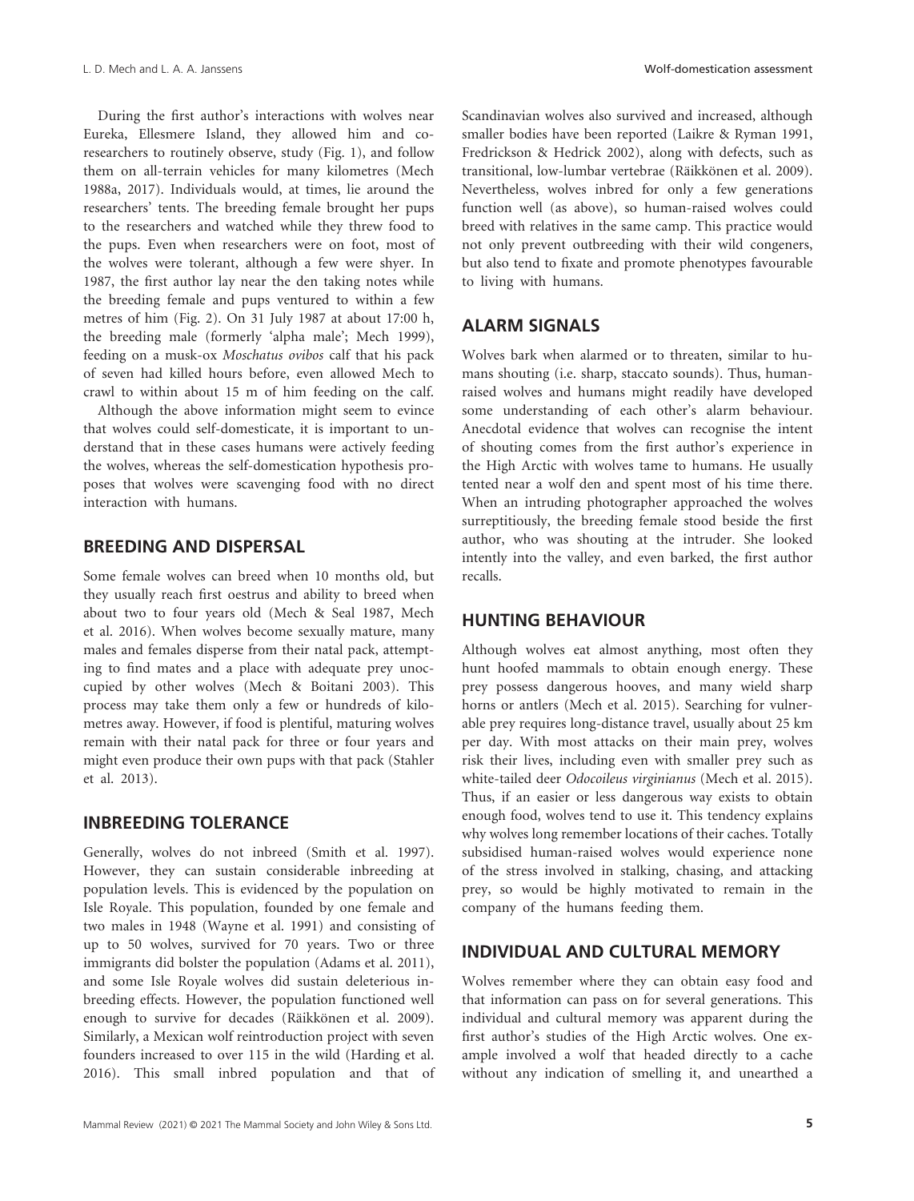During the first author's interactions with wolves near Eureka, Ellesmere Island, they allowed him and co-researchers to routinely observe, study (Fig. 1), and follow them on all-terrain vehicles for many kilometres (Mech 1988a, 2017). Individuals would, at times, lie around the researchers' tents. The breeding female brought her pups to the researchers and watched while they threw food to the pups. Even when researchers were on foot, most of the wolves were tolerant, although a few were shyer. In 1987, the first author lay near the den taking notes while the breeding female and pups ventured to within a few metres of him (Fig. 2). On 31 July 1987 at about 17:00 h, the breeding male (formerly 'alpha male'; Mech 1999), feeding on a musk-ox *Moschatus ovibos* calf that his pack of seven had killed hours before, even allowed Mech to crawl to within about 15 m of him feeding on the calf.

Although the above information might seem to evince that wolves could self-domesticate, it is important to understand that in these cases humans were actively feeding the wolves, whereas the self-domestication hypothesis proposes that wolves were scavenging food with no direct interaction with humans.

## BREEDING AND DISPERSAL

Some female wolves can breed when 10 months old, but they usually reach first oestrus and ability to breed when about two to four years old (Mech & Seal 1987, Mech et al. 2016). When wolves become sexually mature, many males and females disperse from their natal pack, attempting to find mates and a place with adequate prey unoccupied by other wolves (Mech & Boitani 2003). This process may take them only a few or hundreds of kilometres away. However, if food is plentiful, maturing wolves remain with their natal pack for three or four years and might even produce their own pups with that pack (Stahler et al. 2013).

## INBREEDING TOLERANCE

Generally, wolves do not inbreed (Smith et al. 1997). However, they can sustain considerable inbreeding at population levels. This is evidenced by the population on Isle Royale. This population, founded by one female and two males in 1948 (Wayne et al. 1991) and consisting of up to 50 wolves, survived for 70 years. Two or three immigrants did bolster the population (Adams et al. 2011), and some Isle Royale wolves did sustain deleterious inbreeding effects. However, the population functioned well enough to survive for decades (Räikkönen et al. 2009). Similarly, a Mexican wolf reintroduction project with seven founders increased to over 115 in the wild (Harding et al. 2016). This small inbred population and that of Scandinavian wolves also survived and increased, although smaller bodies have been reported (Laikre & Ryman 1991, Fredrickson & Hedrick 2002), along with defects, such as transitional, low-lumbar vertebrae (Räikkönen et al. 2009). Nevertheless, wolves inbred for only a few generations function well (as above), so human-raised wolves could breed with relatives in the same camp. This practice would not only prevent outbreeding with their wild congeners, but also tend to fixate and promote phenotypes favourable to living with humans.

## ALARM SIGNALS

Wolves bark when alarmed or to threaten, similar to humans shouting (i.e. sharp, staccato sounds). Thus, human-raised wolves and humans might readily have developed some understanding of each other's alarm behaviour. Anecdotal evidence that wolves can recognise the intent of shouting comes from the first author's experience in the High Arctic with wolves tame to humans. He usually tented near a wolf den and spent most of his time there. When an intruding photographer approached the wolves surreptitiously, the breeding female stood beside the first author, who was shouting at the intruder. She looked intently into the valley, and even barked, the first author recalls.

## HUNTING BEHAVIOUR

Although wolves eat almost anything, most often they hunt hoofed mammals to obtain enough energy. These prey possess dangerous hooves, and many wield sharp horns or antlers (Mech et al. 2015). Searching for vulnerable prey requires long-distance travel, usually about 25 km per day. With most attacks on their main prey, wolves risk their lives, including even with smaller prey such as white-tailed deer *Odocoileus virginianus* (Mech et al. 2015). Thus, if an easier or less dangerous way exists to obtain enough food, wolves tend to use it. This tendency explains why wolves long remember locations of their caches. Totally subsidised human-raised wolves would experience none of the stress involved in stalking, chasing, and attacking prey, so would be highly motivated to remain in the company of the humans feeding them.

## INDIVIDUAL AND CULTURAL MEMORY

Wolves remember where they can obtain easy food and that information can pass on for several generations. This individual and cultural memory was apparent during the first author's studies of the High Arctic wolves. One example involved a wolf that headed directly to a cache without any indication of smelling it, and unearthed a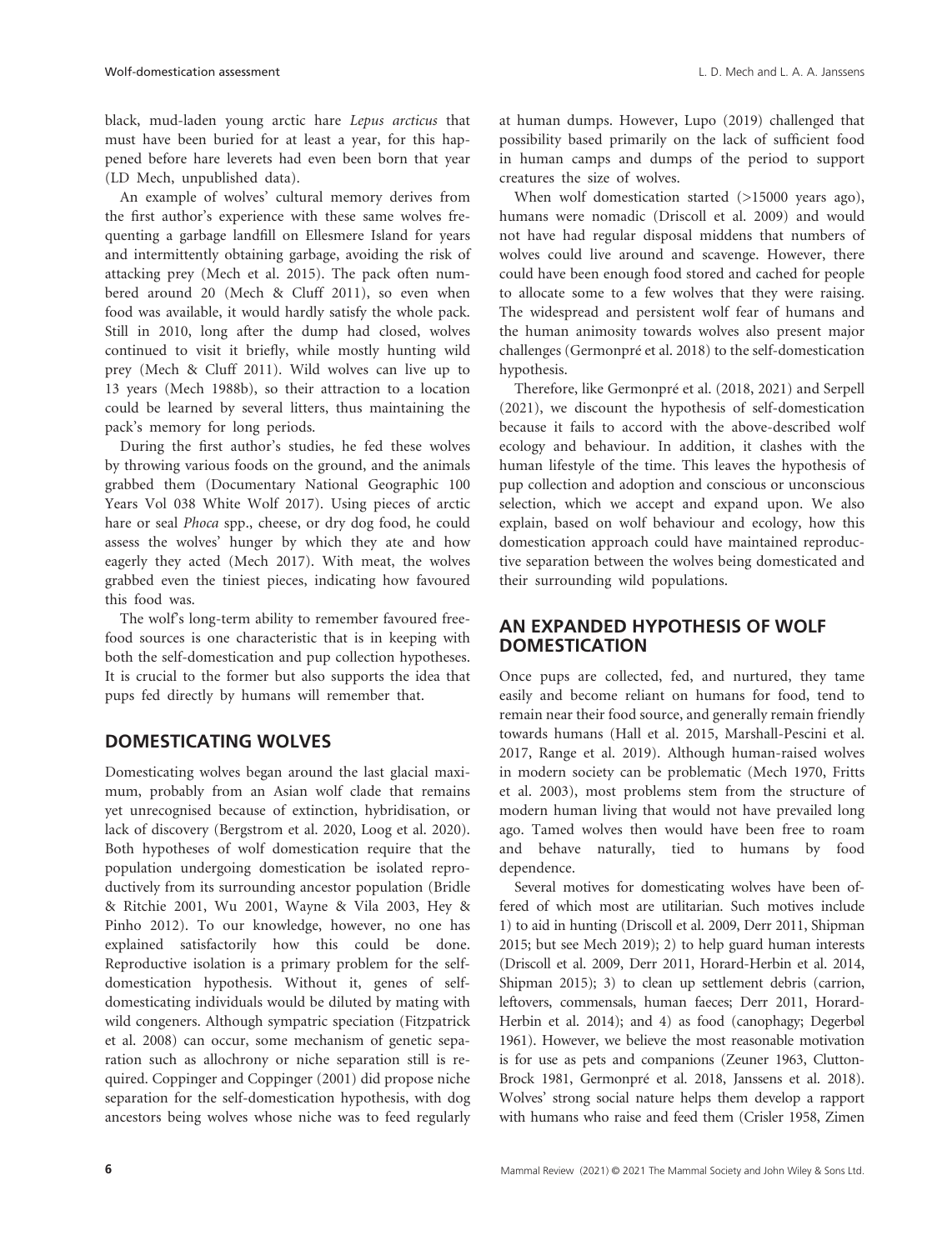black, mud-laden young arctic hare *Lepus arcticus* that must have been buried for at least a year, for this happened before hare leverets had even been born that year (LD Mech, unpublished data).

An example of wolves' cultural memory derives from the first author's experience with these same wolves frequenting a garbage landfill on Ellesmere Island for years and intermittently obtaining garbage, avoiding the risk of attacking prey (Mech et al. 2015). The pack often numbered around 20 (Mech & Cluff 2011), so even when food was available, it would hardly satisfy the whole pack. Still in 2010, long after the dump had closed, wolves continued to visit it briefly, while mostly hunting wild prey (Mech & Cluff 2011). Wild wolves can live up to 13 years (Mech 1988b), so their attraction to a location could be learned by several litters, thus maintaining the pack's memory for long periods.

During the first author's studies, he fed these wolves by throwing various foods on the ground, and the animals grabbed them (Documentary National Geographic 100 Years Vol 038 White Wolf 2017). Using pieces of arctic hare or seal *Phoca* spp., cheese, or dry dog food, he could assess the wolves' hunger by which they ate and how eagerly they acted (Mech 2017). With meat, the wolves grabbed even the tiniest pieces, indicating how favoured this food was.

The wolf's long-term ability to remember favoured free-food sources is one characteristic that is in keeping with both the self-domestication and pup collection hypotheses. It is crucial to the former but also supports the idea that pups fed directly by humans will remember that.

## DOMESTICATING WOLVES

Domesticating wolves began around the last glacial maximum, probably from an Asian wolf clade that remains yet unrecognised because of extinction, hybridisation, or lack of discovery (Bergstrom et al. 2020, Loog et al. 2020). Both hypotheses of wolf domestication require that the population undergoing domestication be isolated reproductively from its surrounding ancestor population (Bridle & Ritchie 2001, Wu 2001, Wayne & Vila 2003, Hey & Pinho 2012). To our knowledge, however, no one has explained satisfactorily how this could be done. Reproductive isolation is a primary problem for the self-domestication hypothesis. Without it, genes of self-domesticating individuals would be diluted by mating with wild congeners. Although sympatric speciation (Fitzpatrick et al. 2008) can occur, some mechanism of genetic separation such as allochrony or niche separation still is required. Coppinger and Coppinger (2001) did propose niche separation for the self-domestication hypothesis, with dog ancestors being wolves whose niche was to feed regularly at human dumps. However, Lupo (2019) challenged that possibility based primarily on the lack of sufficient food in human camps and dumps of the period to support creatures the size of wolves.

When wolf domestication started (>15000 years ago), humans were nomadic (Driscoll et al. 2009) and would not have had regular disposal middens that numbers of wolves could live around and scavenge. However, there could have been enough food stored and cached for people to allocate some to a few wolves that they were raising. The widespread and persistent wolf fear of humans and the human animosity towards wolves also present major challenges (Germonpré et al. 2018) to the self-domestication hypothesis.

Therefore, like Germonpré et al. (2018, 2021) and Serpell (2021), we discount the hypothesis of self-domestication because it fails to accord with the above-described wolf ecology and behaviour. In addition, it clashes with the human lifestyle of the time. This leaves the hypothesis of pup collection and adoption and conscious or unconscious selection, which we accept and expand upon. We also explain, based on wolf behaviour and ecology, how this domestication approach could have maintained reproductive separation between the wolves being domesticated and their surrounding wild populations.

## AN EXPANDED HYPOTHESIS OF WOLF DOMESTICATION

Once pups are collected, fed, and nurtured, they tame easily and become reliant on humans for food, tend to remain near their food source, and generally remain friendly towards humans (Hall et al. 2015, Marshall-Pescini et al. 2017, Range et al. 2019). Although human-raised wolves in modern society can be problematic (Mech 1970, Fritts et al. 2003), most problems stem from the structure of modern human living that would not have prevailed long ago. Tamed wolves then would have been free to roam and behave naturally, tied to humans by food dependence.

Several motives for domesticating wolves have been offered of which most are utilitarian. Such motives include 1) to aid in hunting (Driscoll et al. 2009, Derr 2011, Shipman 2015; but see Mech 2019); 2) to help guard human interests (Driscoll et al. 2009, Derr 2011, Horard-Herbin et al. 2014, Shipman 2015); 3) to clean up settlement debris (carrion, leftovers, commensals, human faeces; Derr 2011, Horard-Herbin et al. 2014); and 4) as food (canophagy; Degerbøl 1961). However, we believe the most reasonable motivation is for use as pets and companions (Zeuner 1963, Clutton-Brock 1981, Germonpré et al. 2018, Janssens et al. 2018). Wolves' strong social nature helps them develop a rapport with humans who raise and feed them (Crisler 1958, Zimen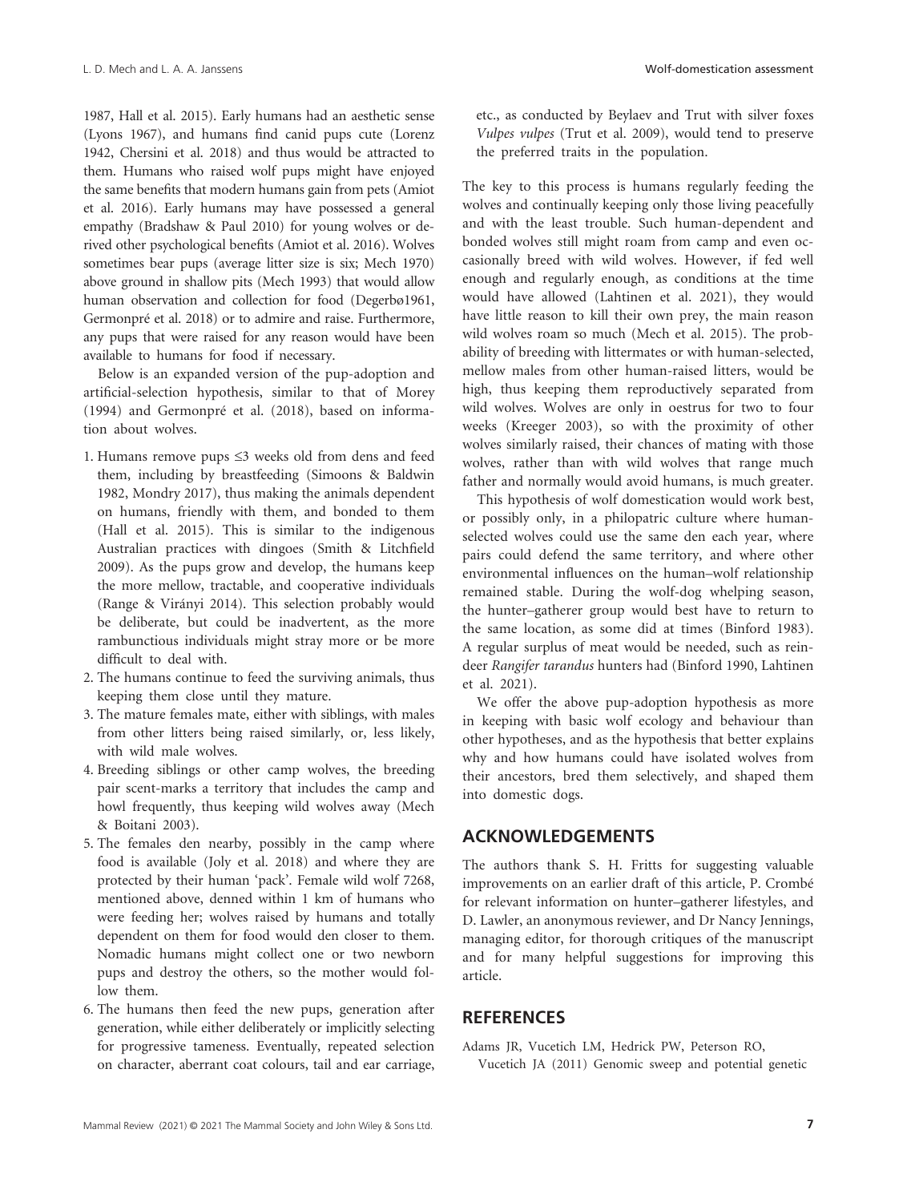1987, Hall et al. 2015). Early humans had an aesthetic sense (Lyons 1967), and humans find canid pups cute (Lorenz 1942, Chersini et al. 2018) and thus would be attracted to them. Humans who raised wolf pups might have enjoyed the same benefits that modern humans gain from pets (Amiot et al. 2016). Early humans may have possessed a general empathy (Bradshaw & Paul 2010) for young wolves or derived other psychological benefits (Amiot et al. 2016). Wolves sometimes bear pups (average litter size is six; Mech 1970) above ground in shallow pits (Mech 1993) that would allow human observation and collection for food (Degerbø1961, Germonpré et al. 2018) or to admire and raise. Furthermore, any pups that were raised for any reason would have been available to humans for food if necessary.

Below is an expanded version of the pup-adoption and artificial-selection hypothesis, similar to that of Morey (1994) and Germonpré et al. (2018), based on information about wolves.

1. Humans remove pups ≤3 weeks old from dens and feed them, including by breastfeeding (Simoons & Baldwin 1982, Mondry 2017), thus making the animals dependent on humans, friendly with them, and bonded to them (Hall et al. 2015). This is similar to the indigenous Australian practices with dingoes (Smith & Litchfield 2009). As the pups grow and develop, the humans keep the more mellow, tractable, and cooperative individuals (Range & Virányi 2014). This selection probably would be deliberate, but could be inadvertent, as the more rambunctious individuals might stray more or be more difficult to deal with.
2. The humans continue to feed the surviving animals, thus keeping them close until they mature.
3. The mature females mate, either with siblings, with males from other litters being raised similarly, or, less likely, with wild male wolves.
4. Breeding siblings or other camp wolves, the breeding pair scent-marks a territory that includes the camp and howl frequently, thus keeping wild wolves away (Mech & Boitani 2003).
5. The females den nearby, possibly in the camp where food is available (Joly et al. 2018) and where they are protected by their human 'pack'. Female wild wolf 7268, mentioned above, denned within 1 km of humans who were feeding her; wolves raised by humans and totally dependent on them for food would den closer to them. Nomadic humans might collect one or two newborn pups and destroy the others, so the mother would follow them.
6. The humans then feed the new pups, generation after generation, while either deliberately or implicitly selecting for progressive tameness. Eventually, repeated selection on character, aberrant coat colours, tail and ear carriage, etc., as conducted by Beylaev and Trut with silver foxes *Vulpes vulpes* (Trut et al. 2009), would tend to preserve the preferred traits in the population.

The key to this process is humans regularly feeding the wolves and continually keeping only those living peacefully and with the least trouble. Such human-dependent and bonded wolves still might roam from camp and even occasionally breed with wild wolves. However, if fed well enough and regularly enough, as conditions at the time would have allowed (Lahtinen et al. 2021), they would have little reason to kill their own prey, the main reason wild wolves roam so much (Mech et al. 2015). The probability of breeding with littermates or with human-selected, mellow males from other human-raised litters, would be high, thus keeping them reproductively separated from wild wolves. Wolves are only in oestrus for two to four weeks (Kreeger 2003), so with the proximity of other wolves similarly raised, their chances of mating with those wolves, rather than with wild wolves that range much father and normally would avoid humans, is much greater.

This hypothesis of wolf domestication would work best, or possibly only, in a philopatric culture where human-selected wolves could use the same den each year, where pairs could defend the same territory, and where other environmental influences on the human–wolf relationship remained stable. During the wolf-dog whelping season, the hunter–gatherer group would best have to return to the same location, as some did at times (Binford 1983). A regular surplus of meat would be needed, such as reindeer *Rangifer tarandus* hunters had (Binford 1990, Lahtinen et al. 2021).

We offer the above pup-adoption hypothesis as more in keeping with basic wolf ecology and behaviour than other hypotheses, and as the hypothesis that better explains why and how humans could have isolated wolves from their ancestors, bred them selectively, and shaped them into domestic dogs.

## ACKNOWLEDGEMENTS

The authors thank S. H. Fritts for suggesting valuable improvements on an earlier draft of this article, P. Crombé for relevant information on hunter–gatherer lifestyles, and D. Lawler, an anonymous reviewer, and Dr Nancy Jennings, managing editor, for thorough critiques of the manuscript and for many helpful suggestions for improving this article.

## REFERENCES

Adams JR, Vucetich LM, Hedrick PW, Peterson RO, Vucetich JA (2011) Genomic sweep and potential genetic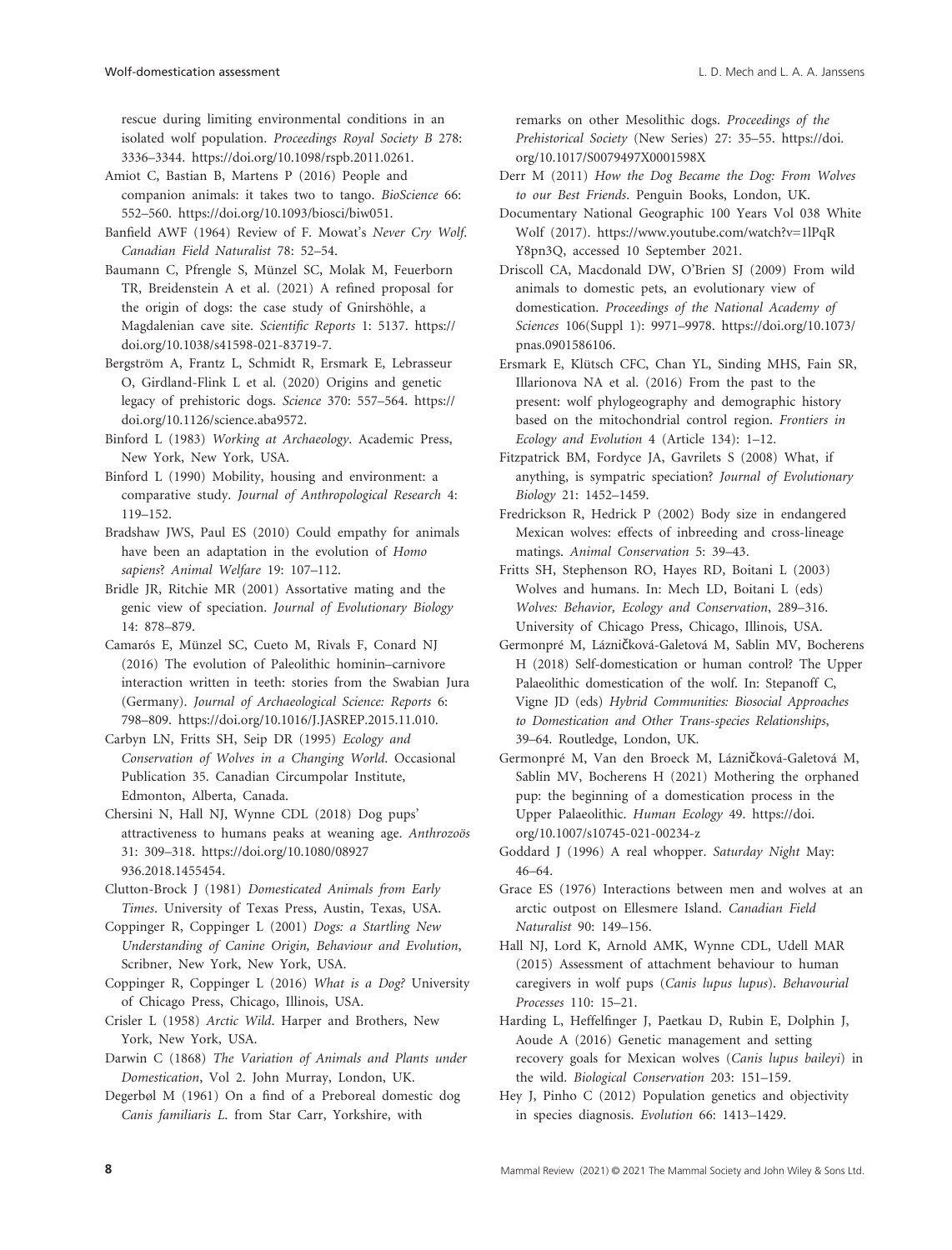rescue during limiting environmental conditions in an isolated wolf population. *Proceedings Royal Society B* 278: 3336–3344. https://doi.org/10.1098/rspb.2011.0261.

Amiot C, Bastian B, Martens P (2016) People and companion animals: it takes two to tango. *BioScience* 66: 552–560. https://doi.org/10.1093/biosci/biw051.

Banfield AWF (1964) Review of F. Mowat's *Never Cry Wolf*. *Canadian Field Naturalist* 78: 52–54.

Baumann C, Pfrengle S, Münzel SC, Molak M, Feuerborn TR, Breidenstein A et al. (2021) A refined proposal for the origin of dogs: the case study of Gnirshöhle, a Magdalenian cave site. *Scientific Reports* 1: 5137. https://doi.org/10.1038/s41598-021-83719-7.

Bergström A, Frantz L, Schmidt R, Ersmark E, Lebrasseur O, Girdland-Flink L et al. (2020) Origins and genetic legacy of prehistoric dogs. *Science* 370: 557–564. https://doi.org/10.1126/science.aba9572.

Binford L (1983) *Working at Archaeology*. Academic Press, New York, New York, USA.

Binford L (1990) Mobility, housing and environment: a comparative study. *Journal of Anthropological Research* 4: 119–152.

Bradshaw JWS, Paul ES (2010) Could empathy for animals have been an adaptation in the evolution of *Homo sapiens*? *Animal Welfare* 19: 107–112.

Bridle JR, Ritchie MR (2001) Assortative mating and the genic view of speciation. *Journal of Evolutionary Biology* 14: 878–879.

Camarós E, Münzel SC, Cueto M, Rivals F, Conard NJ (2016) The evolution of Paleolithic hominin–carnivore interaction written in teeth: stories from the Swabian Jura (Germany). *Journal of Archaeological Science: Reports* 6: 798–809. https://doi.org/10.1016/J.JASREP.2015.11.010.

Carbyn LN, Fritts SH, Seip DR (1995) *Ecology and Conservation of Wolves in a Changing World*. Occasional Publication 35. Canadian Circumpolar Institute, Edmonton, Alberta, Canada.

Chersini N, Hall NJ, Wynne CDL (2018) Dog pups' attractiveness to humans peaks at weaning age. *Anthrozoös* 31: 309–318. https://doi.org/10.1080/08927936.2018.1455454.

Clutton-Brock J (1981) *Domesticated Animals from Early Times*. University of Texas Press, Austin, Texas, USA.

Coppinger R, Coppinger L (2001) *Dogs: a Startling New Understanding of Canine Origin, Behaviour and Evolution*, Scribner, New York, New York, USA.

Coppinger R, Coppinger L (2016) *What is a Dog?* University of Chicago Press, Chicago, Illinois, USA.

Crisler L (1958) *Arctic Wild*. Harper and Brothers, New York, New York, USA.

Darwin C (1868) *The Variation of Animals and Plants under Domestication*, Vol 2. John Murray, London, UK.

Degerbøl M (1961) On a find of a Preboreal domestic dog *Canis familiaris L.* from Star Carr, Yorkshire, with remarks on other Mesolithic dogs. *Proceedings of the Prehistorical Society* (New Series) 27: 35–55. https://doi.org/10.1017/S0079497X0001598X

Derr M (2011) *How the Dog Became the Dog: From Wolves to our Best Friends*. Penguin Books, London, UK.

Documentary National Geographic 100 Years Vol 038 White Wolf (2017). https://www.youtube.com/watch?v=1lPqRY8pn3Q, accessed 10 September 2021.

Driscoll CA, Macdonald DW, O'Brien SJ (2009) From wild animals to domestic pets, an evolutionary view of domestication. *Proceedings of the National Academy of Sciences* 106(Suppl 1): 9971–9978. https://doi.org/10.1073/pnas.0901586106.

Ersmark E, Klütsch CFC, Chan YL, Sinding MHS, Fain SR, Illarionova NA et al. (2016) From the past to the present: wolf phylogeography and demographic history based on the mitochondrial control region. *Frontiers in Ecology and Evolution* 4 (Article 134): 1–12.

Fitzpatrick BM, Fordyce JA, Gavrilets S (2008) What, if anything, is sympatric speciation? *Journal of Evolutionary Biology* 21: 1452–1459.

Fredrickson R, Hedrick P (2002) Body size in endangered Mexican wolves: effects of inbreeding and cross-lineage matings. *Animal Conservation* 5: 39–43.

Fritts SH, Stephenson RO, Hayes RD, Boitani L (2003) Wolves and humans. In: Mech LD, Boitani L (eds) *Wolves: Behavior, Ecology and Conservation*, 289–316. University of Chicago Press, Chicago, Illinois, USA.

Germonpré M, Lázničková-Galetová M, Sablin MV, Bocherens H (2018) Self-domestication or human control? The Upper Palaeolithic domestication of the wolf. In: Stepanoff C, Vigne JD (eds) *Hybrid Communities: Biosocial Approaches to Domestication and Other Trans-species Relationships*, 39–64. Routledge, London, UK.

Germonpré M, Van den Broeck M, Lázničková-Galetová M, Sablin MV, Bocherens H (2021) Mothering the orphaned pup: the beginning of a domestication process in the Upper Palaeolithic. *Human Ecology* 49. https://doi.org/10.1007/s10745-021-00234-z

Goddard J (1996) A real whopper. *Saturday Night* May: 46–64.

Grace ES (1976) Interactions between men and wolves at an arctic outpost on Ellesmere Island. *Canadian Field Naturalist* 90: 149–156.

Hall NJ, Lord K, Arnold AMK, Wynne CDL, Udell MAR (2015) Assessment of attachment behaviour to human caregivers in wolf pups (*Canis lupus lupus*). *Behavourial Processes* 110: 15–21.

Harding L, Heffelfinger J, Paetkau D, Rubin E, Dolphin J, Aoude A (2016) Genetic management and setting recovery goals for Mexican wolves (*Canis lupus baileyi*) in the wild. *Biological Conservation* 203: 151–159.

Hey J, Pinho C (2012) Population genetics and objectivity in species diagnosis. *Evolution* 66: 1413–1429.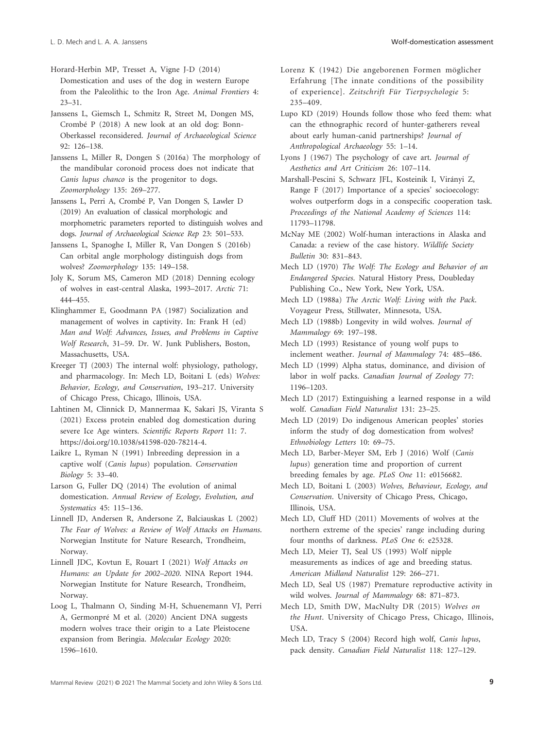Horard-Herbin MP, Tresset A, Vigne J-D (2014) Domestication and uses of the dog in western Europe from the Paleolithic to the Iron Age. *Animal Frontiers* 4: 23–31.

Janssens L, Giemsch L, Schmitz R, Street M, Dongen MS, Crombé P (2018) A new look at an old dog: Bonn-Oberkassel reconsidered. *Journal of Archaeological Science* 92: 126–138.

Janssens L, Miller R, Dongen S (2016a) The morphology of the mandibular coronoid process does not indicate that *Canis lupus chanco* is the progenitor to dogs. *Zoomorphology* 135: 269–277.

Janssens L, Perri A, Crombé P, Van Dongen S, Lawler D (2019) An evaluation of classical morphologic and morphometric parameters reported to distinguish wolves and dogs. *Journal of Archaeological Science Rep* 23: 501–533.

Janssens L, Spanoghe I, Miller R, Van Dongen S (2016b) Can orbital angle morphology distinguish dogs from wolves? *Zoomorphology* 135: 149–158.

Joly K, Sorum MS, Cameron MD (2018) Denning ecology of wolves in east-central Alaska, 1993–2017. *Arctic* 71: 444–455.

Klinghammer E, Goodmann PA (1987) Socialization and management of wolves in captivity. In: Frank H (ed) *Man and Wolf: Advances, Issues, and Problems in Captive Wolf Research*, 31–59. Dr. W. Junk Publishers, Boston, Massachusetts, USA.

Kreeger TJ (2003) The internal wolf: physiology, pathology, and pharmacology. In: Mech LD, Boitani L (eds) *Wolves: Behavior, Ecology, and Conservation*, 193–217. University of Chicago Press, Chicago, Illinois, USA.

Lahtinen M, Clinnick D, Mannermaa K, Sakari JS, Viranta S (2021) Excess protein enabled dog domestication during severe Ice Age winters. *Scientific Reports Report* 11: 7. https://doi.org/10.1038/s41598-020-78214-4.

Laikre L, Ryman N (1991) Inbreeding depression in a captive wolf (*Canis lupus*) population. *Conservation Biology* 5: 33–40.

Larson G, Fuller DQ (2014) The evolution of animal domestication. *Annual Review of Ecology, Evolution, and Systematics* 45: 115–136.

Linnell JD, Andersen R, Andersone Z, Balciauskas L (2002) *The Fear of Wolves: a Review of Wolf Attacks on Humans*. Norwegian Institute for Nature Research, Trondheim, Norway.

Linnell JDC, Kovtun E, Rouart I (2021) *Wolf Attacks on Humans: an Update for 2002–2020*. NINA Report 1944. Norwegian Institute for Nature Research, Trondheim, Norway.

Loog L, Thalmann O, Sinding M-H, Schuenemann VJ, Perri A, Germonpré M et al. (2020) Ancient DNA suggests modern wolves trace their origin to a Late Pleistocene expansion from Beringia. *Molecular Ecology* 2020: 1596–1610.

Lorenz K (1942) Die angeborenen Formen möglicher Erfahrung [The innate conditions of the possibility of experience]. *Zeitschrift Für Tierpsychologie* 5: 235–409.

Lupo KD (2019) Hounds follow those who feed them: what can the ethnographic record of hunter-gatherers reveal about early human-canid partnerships? *Journal of Anthropological Archaeology* 55: 1–14.

Lyons J (1967) The psychology of cave art. *Journal of Aesthetics and Art Criticism* 26: 107–114.

Marshall-Pescini S, Schwarz JFL, Kosteinik I, Virányi Z, Range F (2017) Importance of a species' socioecology: wolves outperform dogs in a conspecific cooperation task. *Proceedings of the National Academy of Sciences* 114: 11793–11798.

McNay ME (2002) Wolf-human interactions in Alaska and Canada: a review of the case history. *Wildlife Society Bulletin* 30: 831–843.

Mech LD (1970) *The Wolf: The Ecology and Behavior of an Endangered Species*. Natural History Press, Doubleday Publishing Co., New York, New York, USA.

Mech LD (1988a) *The Arctic Wolf: Living with the Pack*. Voyageur Press, Stillwater, Minnesota, USA.

Mech LD (1988b) Longevity in wild wolves. *Journal of Mammalogy* 69: 197–198.

Mech LD (1993) Resistance of young wolf pups to inclement weather. *Journal of Mammalogy* 74: 485–486.

Mech LD (1999) Alpha status, dominance, and division of labor in wolf packs. *Canadian Journal of Zoology* 77: 1196–1203.

Mech LD (2017) Extinguishing a learned response in a wild wolf. *Canadian Field Naturalist* 131: 23–25.

Mech LD (2019) Do indigenous American peoples' stories inform the study of dog domestication from wolves? *Ethnobiology Letters* 10: 69–75.

Mech LD, Barber-Meyer SM, Erb J (2016) Wolf (*Canis lupus*) generation time and proportion of current breeding females by age. *PLoS One* 11: e0156682.

Mech LD, Boitani L (2003) *Wolves, Behaviour, Ecology, and Conservation*. University of Chicago Press, Chicago, Illinois, USA.

Mech LD, Cluff HD (2011) Movements of wolves at the northern extreme of the species' range including during four months of darkness. *PLoS One* 6: e25328.

Mech LD, Meier TJ, Seal US (1993) Wolf nipple measurements as indices of age and breeding status. *American Midland Naturalist* 129: 266–271.

Mech LD, Seal US (1987) Premature reproductive activity in wild wolves. *Journal of Mammalogy* 68: 871–873.

Mech LD, Smith DW, MacNulty DR (2015) *Wolves on the Hunt*. University of Chicago Press, Chicago, Illinois, USA.

Mech LD, Tracy S (2004) Record high wolf, *Canis lupus*, pack density. *Canadian Field Naturalist* 118: 127–129.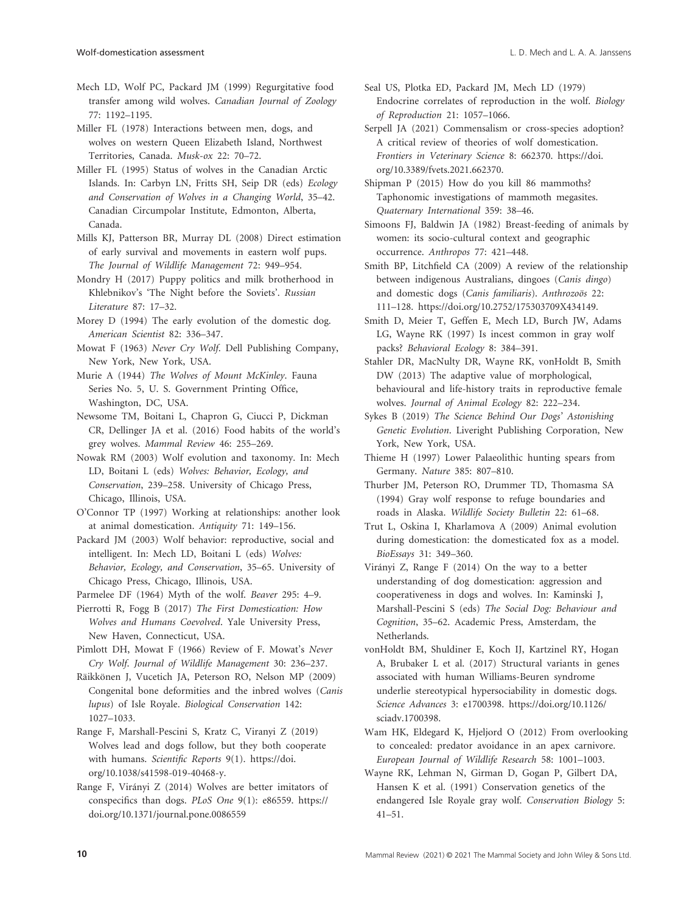Mech LD, Wolf PC, Packard JM (1999) Regurgitative food transfer among wild wolves. *Canadian Journal of Zoology* 77: 1192–1195.

Miller FL (1978) Interactions between men, dogs, and wolves on western Queen Elizabeth Island, Northwest Territories, Canada. *Musk-ox* 22: 70–72.

Miller FL (1995) Status of wolves in the Canadian Arctic Islands. In: Carbyn LN, Fritts SH, Seip DR (eds) *Ecology and Conservation of Wolves in a Changing World*, 35–42. Canadian Circumpolar Institute, Edmonton, Alberta, Canada.

Mills KJ, Patterson BR, Murray DL (2008) Direct estimation of early survival and movements in eastern wolf pups. *The Journal of Wildlife Management* 72: 949–954.

Mondry H (2017) Puppy politics and milk brotherhood in Khlebnikov's 'The Night before the Soviets'. *Russian Literature* 87: 17–32.

Morey D (1994) The early evolution of the domestic dog. *American Scientist* 82: 336–347.

Mowat F (1963) *Never Cry Wolf*. Dell Publishing Company, New York, New York, USA.

Murie A (1944) *The Wolves of Mount McKinley*. Fauna Series No. 5, U. S. Government Printing Office, Washington, DC, USA.

Newsome TM, Boitani L, Chapron G, Ciucci P, Dickman CR, Dellinger JA et al. (2016) Food habits of the world's grey wolves. *Mammal Review* 46: 255–269.

Nowak RM (2003) Wolf evolution and taxonomy. In: Mech LD, Boitani L (eds) *Wolves: Behavior, Ecology, and Conservation*, 239–258. University of Chicago Press, Chicago, Illinois, USA.

O'Connor TP (1997) Working at relationships: another look at animal domestication. *Antiquity* 71: 149–156.

Packard JM (2003) Wolf behavior: reproductive, social and intelligent. In: Mech LD, Boitani L (eds) *Wolves: Behavior, Ecology, and Conservation*, 35–65. University of Chicago Press, Chicago, Illinois, USA.

Parmelee DF (1964) Myth of the wolf. *Beaver* 295: 4–9.

Pierrotti R, Fogg B (2017) *The First Domestication: How Wolves and Humans Coevolved*. Yale University Press, New Haven, Connecticut, USA.

Pimlott DH, Mowat F (1966) Review of F. Mowat's *Never Cry Wolf*. *Journal of Wildlife Management* 30: 236–237.

Räikkönen J, Vucetich JA, Peterson RO, Nelson MP (2009) Congenital bone deformities and the inbred wolves (*Canis lupus*) of Isle Royale. *Biological Conservation* 142: 1027–1033.

Range F, Marshall-Pescini S, Kratz C, Viranyi Z (2019) Wolves lead and dogs follow, but they both cooperate with humans. *Scientific Reports* 9(1). https://doi.org/10.1038/s41598-019-40468-y.

Range F, Virányi Z (2014) Wolves are better imitators of conspecifics than dogs. *PLoS One* 9(1): e86559. https://doi.org/10.1371/journal.pone.0086559

Seal US, Plotka ED, Packard JM, Mech LD (1979) Endocrine correlates of reproduction in the wolf. *Biology of Reproduction* 21: 1057–1066.

Serpell JA (2021) Commensalism or cross-species adoption? A critical review of theories of wolf domestication. *Frontiers in Veterinary Science* 8: 662370. https://doi.org/10.3389/fvets.2021.662370.

Shipman P (2015) How do you kill 86 mammoths? Taphonomic investigations of mammoth megasites. *Quaternary International* 359: 38–46.

Simoons FJ, Baldwin JA (1982) Breast-feeding of animals by women: its socio-cultural context and geographic occurrence. *Anthropos* 77: 421–448.

Smith BP, Litchfield CA (2009) A review of the relationship between indigenous Australians, dingoes (*Canis dingo*) and domestic dogs (*Canis familiaris*). *Anthrozoös* 22: 111–128. https://doi.org/10.2752/175303709X434149.

Smith D, Meier T, Geffen E, Mech LD, Burch JW, Adams LG, Wayne RK (1997) Is incest common in gray wolf packs? *Behavioral Ecology* 8: 384–391.

Stahler DR, MacNulty DR, Wayne RK, vonHoldt B, Smith DW (2013) The adaptive value of morphological, behavioural and life-history traits in reproductive female wolves. *Journal of Animal Ecology* 82: 222–234.

Sykes B (2019) *The Science Behind Our Dogs' Astonishing Genetic Evolution*. Liveright Publishing Corporation, New York, New York, USA.

Thieme H (1997) Lower Palaeolithic hunting spears from Germany. *Nature* 385: 807–810.

Thurber JM, Peterson RO, Drummer TD, Thomasma SA (1994) Gray wolf response to refuge boundaries and roads in Alaska. *Wildlife Society Bulletin* 22: 61–68.

Trut L, Oskina I, Kharlamova A (2009) Animal evolution during domestication: the domesticated fox as a model. *BioEssays* 31: 349–360.

Virányi Z, Range F (2014) On the way to a better understanding of dog domestication: aggression and cooperativeness in dogs and wolves. In: Kaminski J, Marshall-Pescini S (eds) *The Social Dog: Behaviour and Cognition*, 35–62. Academic Press, Amsterdam, the Netherlands.

vonHoldt BM, Shuldiner E, Koch IJ, Kartzinel RY, Hogan A, Brubaker L et al. (2017) Structural variants in genes associated with human Williams-Beuren syndrome underlie stereotypical hypersociability in domestic dogs. *Science Advances* 3: e1700398. https://doi.org/10.1126/sciadv.1700398.

Wam HK, Eldegard K, Hjeljord O (2012) From overlooking to concealed: predator avoidance in an apex carnivore. *European Journal of Wildlife Research* 58: 1001–1003.

Wayne RK, Lehman N, Girman D, Gogan P, Gilbert DA, Hansen K et al. (1991) Conservation genetics of the endangered Isle Royale gray wolf. *Conservation Biology* 5: 41–51.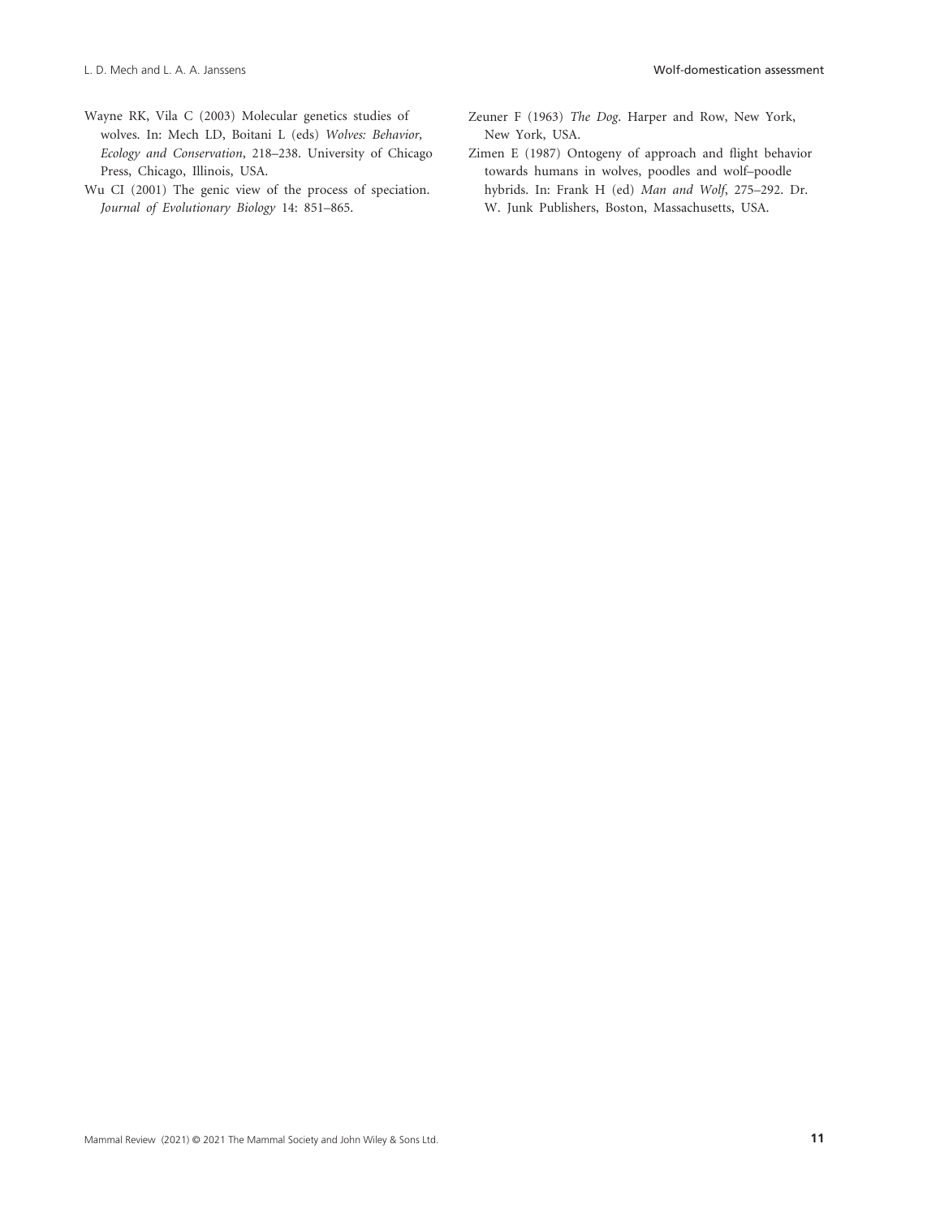Wayne RK, Vila C (2003) Molecular genetics studies of wolves. In: Mech LD, Boitani L (eds) *Wolves: Behavior, Ecology and Conservation*, 218–238. University of Chicago Press, Chicago, Illinois, USA.

Wu CI (2001) The genic view of the process of speciation. *Journal of Evolutionary Biology* 14: 851–865.

Zeuner F (1963) *The Dog*. Harper and Row, New York, New York, USA.

Zimen E (1987) Ontogeny of approach and flight behavior towards humans in wolves, poodles and wolf–poodle hybrids. In: Frank H (ed) *Man and Wolf*, 275–292. Dr. W. Junk Publishers, Boston, Massachusetts, USA.